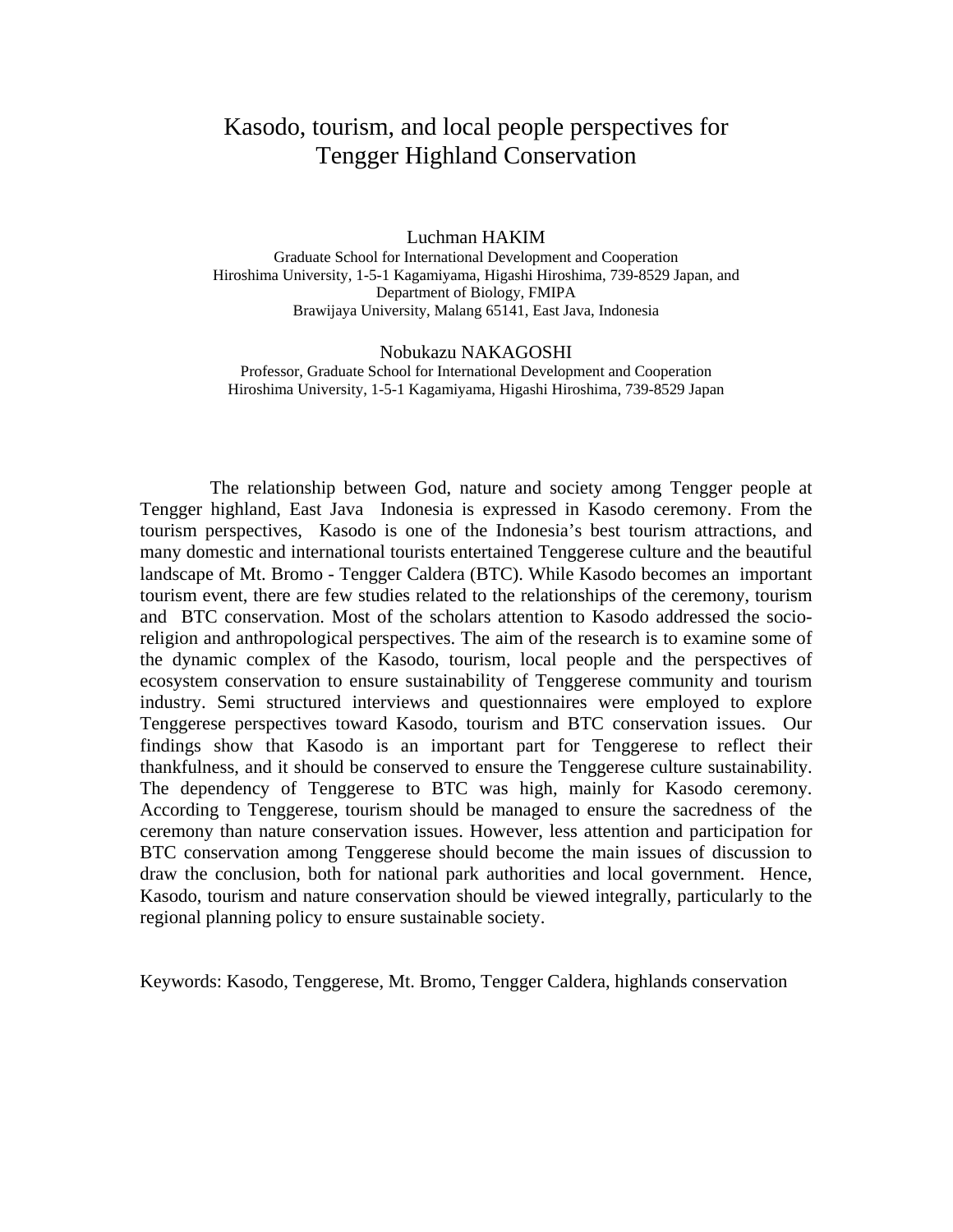# Kasodo, tourism, and local people perspectives for Tengger Highland Conservation

Luchman HAKIM
Graduate School for International Development and Cooperation
Hiroshima University, 1-5-1 Kagamiyama, Higashi Hiroshima, 739-8529 Japan, and
Department of Biology, FMIPA
Brawijaya University, Malang 65141, East Java, Indonesia

Nobukazu NAKAGOSHI
Professor, Graduate School for International Development and Cooperation
Hiroshima University, 1-5-1 Kagamiyama, Higashi Hiroshima, 739-8529 Japan

The relationship between God, nature and society among Tengger people at Tengger highland, East Java Indonesia is expressed in Kasodo ceremony. From the tourism perspectives, Kasodo is one of the Indonesia's best tourism attractions, and many domestic and international tourists entertained Tenggerese culture and the beautiful landscape of Mt. Bromo - Tengger Caldera (BTC). While Kasodo becomes an important tourism event, there are few studies related to the relationships of the ceremony, tourism and BTC conservation. Most of the scholars attention to Kasodo addressed the socio-religion and anthropological perspectives. The aim of the research is to examine some of the dynamic complex of the Kasodo, tourism, local people and the perspectives of ecosystem conservation to ensure sustainability of Tenggerese community and tourism industry. Semi structured interviews and questionnaires were employed to explore Tenggerese perspectives toward Kasodo, tourism and BTC conservation issues. Our findings show that Kasodo is an important part for Tenggerese to reflect their thankfulness, and it should be conserved to ensure the Tenggerese culture sustainability. The dependency of Tenggerese to BTC was high, mainly for Kasodo ceremony. According to Tenggerese, tourism should be managed to ensure the sacredness of the ceremony than nature conservation issues. However, less attention and participation for BTC conservation among Tenggerese should become the main issues of discussion to draw the conclusion, both for national park authorities and local government. Hence, Kasodo, tourism and nature conservation should be viewed integrally, particularly to the regional planning policy to ensure sustainable society.

Keywords: Kasodo, Tenggerese, Mt. Bromo, Tengger Caldera, highlands conservation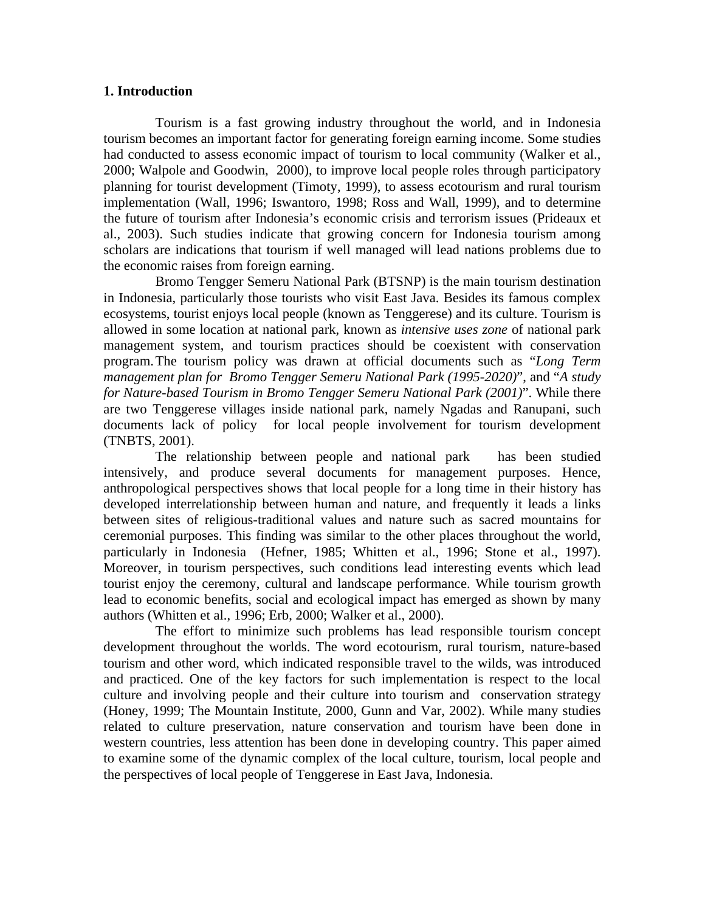## 1. Introduction

Tourism is a fast growing industry throughout the world, and in Indonesia tourism becomes an important factor for generating foreign earning income. Some studies had conducted to assess economic impact of tourism to local community (Walker et al., 2000; Walpole and Goodwin, 2000), to improve local people roles through participatory planning for tourist development (Timoty, 1999), to assess ecotourism and rural tourism implementation (Wall, 1996; Iswantoro, 1998; Ross and Wall, 1999), and to determine the future of tourism after Indonesia's economic crisis and terrorism issues (Prideaux et al., 2003). Such studies indicate that growing concern for Indonesia tourism among scholars are indications that tourism if well managed will lead nations problems due to the economic raises from foreign earning.

Bromo Tengger Semeru National Park (BTSNP) is the main tourism destination in Indonesia, particularly those tourists who visit East Java. Besides its famous complex ecosystems, tourist enjoys local people (known as Tenggerese) and its culture. Tourism is allowed in some location at national park, known as *intensive uses zone* of national park management system, and tourism practices should be coexistent with conservation program. The tourism policy was drawn at official documents such as "*Long Term management plan for Bromo Tengger Semeru National Park (1995-2020)*", and "*A study for Nature-based Tourism in Bromo Tengger Semeru National Park (2001)*". While there are two Tenggerese villages inside national park, namely Ngadas and Ranupani, such documents lack of policy for local people involvement for tourism development (TNBTS, 2001).

The relationship between people and national park has been studied intensively, and produce several documents for management purposes. Hence, anthropological perspectives shows that local people for a long time in their history has developed interrelationship between human and nature, and frequently it leads a links between sites of religious-traditional values and nature such as sacred mountains for ceremonial purposes. This finding was similar to the other places throughout the world, particularly in Indonesia (Hefner, 1985; Whitten et al., 1996; Stone et al., 1997). Moreover, in tourism perspectives, such conditions lead interesting events which lead tourist enjoy the ceremony, cultural and landscape performance. While tourism growth lead to economic benefits, social and ecological impact has emerged as shown by many authors (Whitten et al., 1996; Erb, 2000; Walker et al., 2000).

The effort to minimize such problems has lead responsible tourism concept development throughout the worlds. The word ecotourism, rural tourism, nature-based tourism and other word, which indicated responsible travel to the wilds, was introduced and practiced. One of the key factors for such implementation is respect to the local culture and involving people and their culture into tourism and conservation strategy (Honey, 1999; The Mountain Institute, 2000, Gunn and Var, 2002). While many studies related to culture preservation, nature conservation and tourism have been done in western countries, less attention has been done in developing country. This paper aimed to examine some of the dynamic complex of the local culture, tourism, local people and the perspectives of local people of Tenggerese in East Java, Indonesia.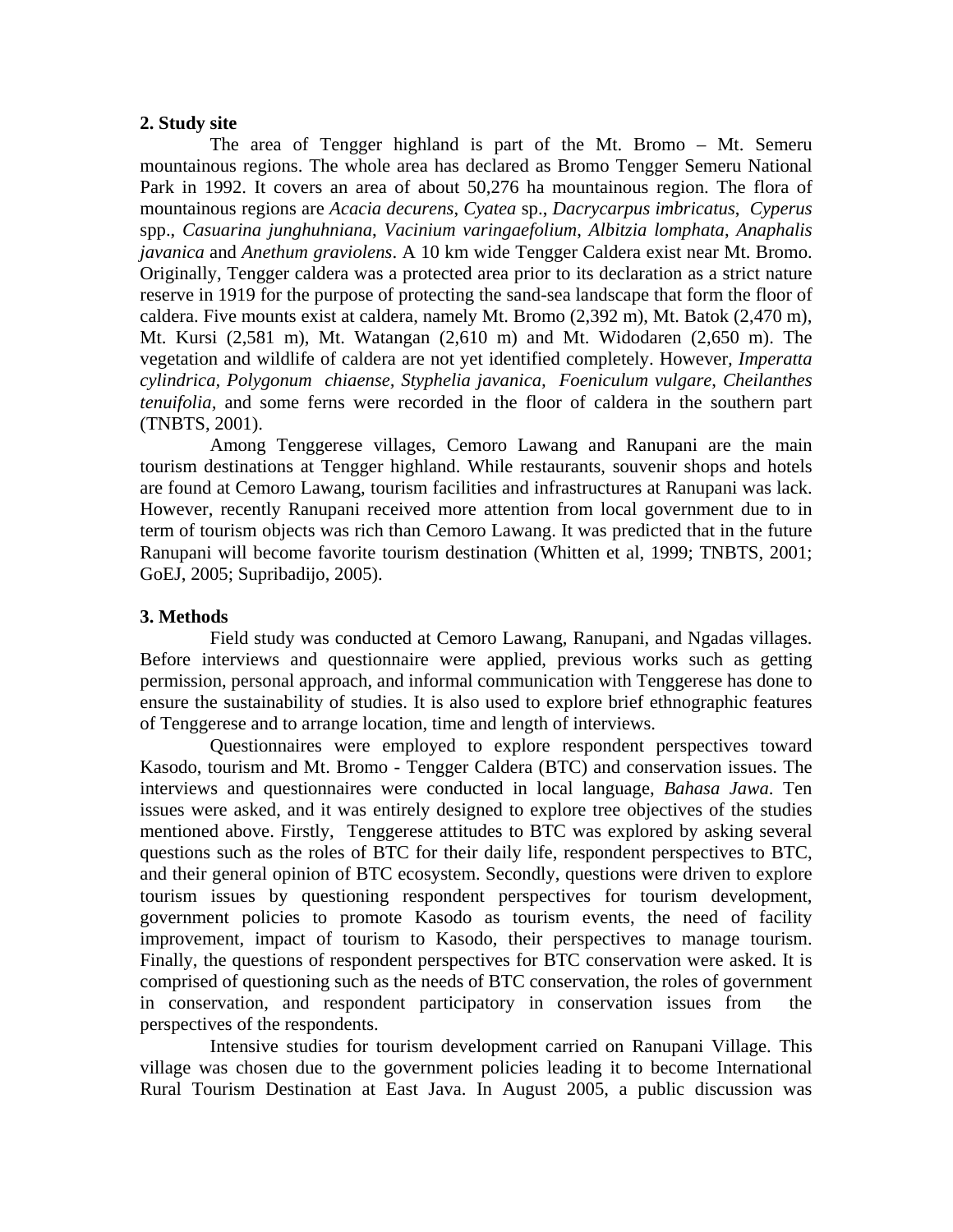## 2. Study site

The area of Tengger highland is part of the Mt. Bromo – Mt. Semeru mountainous regions. The whole area has declared as Bromo Tengger Semeru National Park in 1992. It covers an area of about 50,276 ha mountainous region. The flora of mountainous regions are *Acacia decurens*, *Cyatea* sp., *Dacrycarpus imbricatus*, *Cyperus* spp., *Casuarina junghuhniana*, *Vacinium varingaefolium*, *Albitzia lomphata*, *Anaphalis javanica* and *Anethum graviolens*. A 10 km wide Tengger Caldera exist near Mt. Bromo. Originally, Tengger caldera was a protected area prior to its declaration as a strict nature reserve in 1919 for the purpose of protecting the sand-sea landscape that form the floor of caldera. Five mounts exist at caldera, namely Mt. Bromo (2,392 m), Mt. Batok (2,470 m), Mt. Kursi (2,581 m), Mt. Watangan (2,610 m) and Mt. Widodaren (2,650 m). The vegetation and wildlife of caldera are not yet identified completely. However, *Imperatta cylindrica, Polygonum chiaense, Styphelia javanica, Foeniculum vulgare, Cheilanthes tenuifolia*, and some ferns were recorded in the floor of caldera in the southern part (TNBTS, 2001).

Among Tenggerese villages, Cemoro Lawang and Ranupani are the main tourism destinations at Tengger highland. While restaurants, souvenir shops and hotels are found at Cemoro Lawang, tourism facilities and infrastructures at Ranupani was lack. However, recently Ranupani received more attention from local government due to in term of tourism objects was rich than Cemoro Lawang. It was predicted that in the future Ranupani will become favorite tourism destination (Whitten et al, 1999; TNBTS, 2001; GoEJ, 2005; Supribadijo, 2005).

## 3. Methods

Field study was conducted at Cemoro Lawang, Ranupani, and Ngadas villages. Before interviews and questionnaire were applied, previous works such as getting permission, personal approach, and informal communication with Tenggerese has done to ensure the sustainability of studies. It is also used to explore brief ethnographic features of Tenggerese and to arrange location, time and length of interviews.

Questionnaires were employed to explore respondent perspectives toward Kasodo, tourism and Mt. Bromo - Tengger Caldera (BTC) and conservation issues. The interviews and questionnaires were conducted in local language, *Bahasa Jawa*. Ten issues were asked, and it was entirely designed to explore tree objectives of the studies mentioned above. Firstly, Tenggerese attitudes to BTC was explored by asking several questions such as the roles of BTC for their daily life, respondent perspectives to BTC, and their general opinion of BTC ecosystem. Secondly, questions were driven to explore tourism issues by questioning respondent perspectives for tourism development, government policies to promote Kasodo as tourism events, the need of facility improvement, impact of tourism to Kasodo, their perspectives to manage tourism. Finally, the questions of respondent perspectives for BTC conservation were asked. It is comprised of questioning such as the needs of BTC conservation, the roles of government in conservation, and respondent participatory in conservation issues from the perspectives of the respondents.

Intensive studies for tourism development carried on Ranupani Village. This village was chosen due to the government policies leading it to become International Rural Tourism Destination at East Java. In August 2005, a public discussion was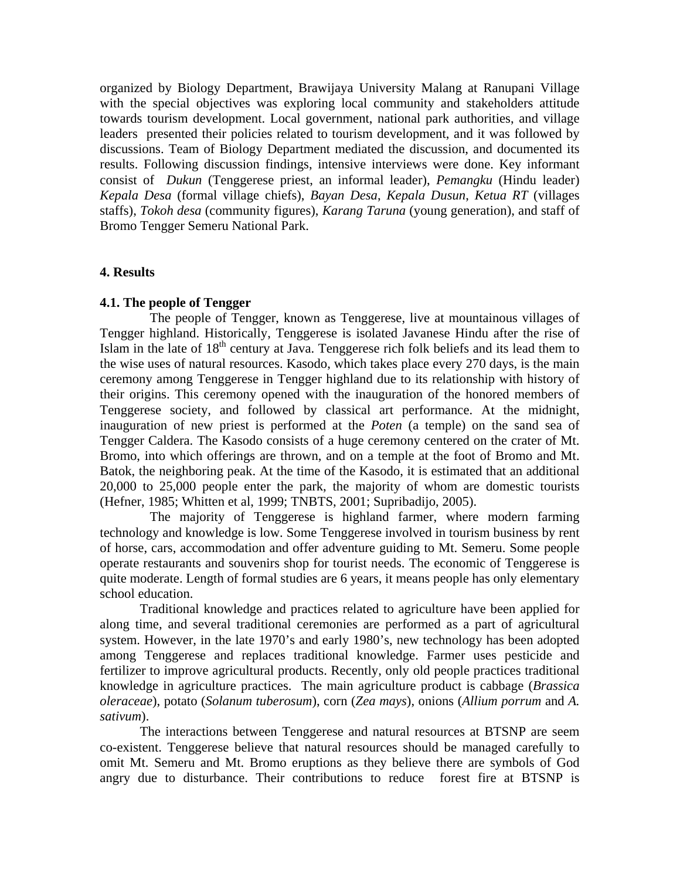organized by Biology Department, Brawijaya University Malang at Ranupani Village with the special objectives was exploring local community and stakeholders attitude towards tourism development. Local government, national park authorities, and village leaders presented their policies related to tourism development, and it was followed by discussions. Team of Biology Department mediated the discussion, and documented its results. Following discussion findings, intensive interviews were done. Key informant consist of *Dukun* (Tenggerese priest, an informal leader), *Pemangku* (Hindu leader) *Kepala Desa* (formal village chiefs), *Bayan Desa*, *Kepala Dusun*, *Ketua RT* (villages staffs), *Tokoh desa* (community figures), *Karang Taruna* (young generation), and staff of Bromo Tengger Semeru National Park.

## 4. Results

### 4.1. The people of Tengger

The people of Tengger, known as Tenggerese, live at mountainous villages of Tengger highland. Historically, Tenggerese is isolated Javanese Hindu after the rise of Islam in the late of 18th century at Java. Tenggerese rich folk beliefs and its lead them to the wise uses of natural resources. Kasodo, which takes place every 270 days, is the main ceremony among Tenggerese in Tengger highland due to its relationship with history of their origins. This ceremony opened with the inauguration of the honored members of Tenggerese society, and followed by classical art performance. At the midnight, inauguration of new priest is performed at the *Poten* (a temple) on the sand sea of Tengger Caldera. The Kasodo consists of a huge ceremony centered on the crater of Mt. Bromo, into which offerings are thrown, and on a temple at the foot of Bromo and Mt. Batok, the neighboring peak. At the time of the Kasodo, it is estimated that an additional 20,000 to 25,000 people enter the park, the majority of whom are domestic tourists (Hefner, 1985; Whitten et al, 1999; TNBTS, 2001; Supribadijo, 2005).

The majority of Tenggerese is highland farmer, where modern farming technology and knowledge is low. Some Tenggerese involved in tourism business by rent of horse, cars, accommodation and offer adventure guiding to Mt. Semeru. Some people operate restaurants and souvenirs shop for tourist needs. The economic of Tenggerese is quite moderate. Length of formal studies are 6 years, it means people has only elementary school education.

Traditional knowledge and practices related to agriculture have been applied for along time, and several traditional ceremonies are performed as a part of agricultural system. However, in the late 1970's and early 1980's, new technology has been adopted among Tenggerese and replaces traditional knowledge. Farmer uses pesticide and fertilizer to improve agricultural products. Recently, only old people practices traditional knowledge in agriculture practices. The main agriculture product is cabbage (*Brassica oleraceae*), potato (*Solanum tuberosum*), corn (*Zea mays*), onions (*Allium porrum* and *A. sativum*).

The interactions between Tenggerese and natural resources at BTSNP are seem co-existent. Tenggerese believe that natural resources should be managed carefully to omit Mt. Semeru and Mt. Bromo eruptions as they believe there are symbols of God angry due to disturbance. Their contributions to reduce forest fire at BTSNP is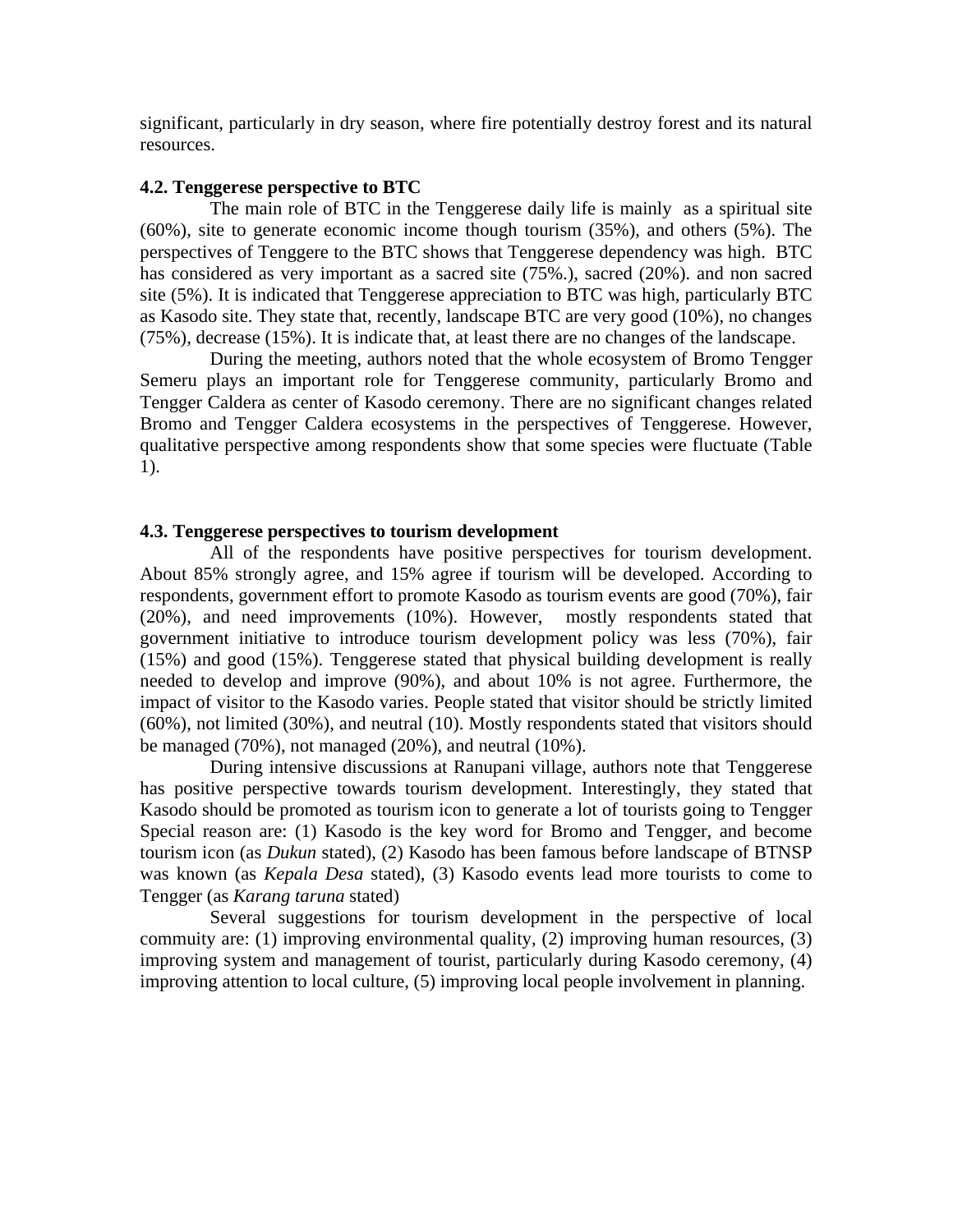significant, particularly in dry season, where fire potentially destroy forest and its natural resources.

**4.2. Tenggerese perspective to BTC**

The main role of BTC in the Tenggerese daily life is mainly as a spiritual site (60%), site to generate economic income though tourism (35%), and others (5%). The perspectives of Tenggere to the BTC shows that Tenggerese dependency was high. BTC has considered as very important as a sacred site (75%.), sacred (20%). and non sacred site (5%). It is indicated that Tenggerese appreciation to BTC was high, particularly BTC as Kasodo site. They state that, recently, landscape BTC are very good (10%), no changes (75%), decrease (15%). It is indicate that, at least there are no changes of the landscape.

During the meeting, authors noted that the whole ecosystem of Bromo Tengger Semeru plays an important role for Tenggerese community, particularly Bromo and Tengger Caldera as center of Kasodo ceremony. There are no significant changes related Bromo and Tengger Caldera ecosystems in the perspectives of Tenggerese. However, qualitative perspective among respondents show that some species were fluctuate (Table 1).

**4.3. Tenggerese perspectives to tourism development**

All of the respondents have positive perspectives for tourism development. About 85% strongly agree, and 15% agree if tourism will be developed. According to respondents, government effort to promote Kasodo as tourism events are good (70%), fair (20%), and need improvements (10%). However, mostly respondents stated that government initiative to introduce tourism development policy was less (70%), fair (15%) and good (15%). Tenggerese stated that physical building development is really needed to develop and improve (90%), and about 10% is not agree. Furthermore, the impact of visitor to the Kasodo varies. People stated that visitor should be strictly limited (60%), not limited (30%), and neutral (10). Mostly respondents stated that visitors should be managed (70%), not managed (20%), and neutral (10%).

During intensive discussions at Ranupani village, authors note that Tenggerese has positive perspective towards tourism development. Interestingly, they stated that Kasodo should be promoted as tourism icon to generate a lot of tourists going to Tengger Special reason are: (1) Kasodo is the key word for Bromo and Tengger, and become tourism icon (as *Dukun* stated), (2) Kasodo has been famous before landscape of BTNSP was known (as *Kepala Desa* stated), (3) Kasodo events lead more tourists to come to Tengger (as *Karang taruna* stated)

Several suggestions for tourism development in the perspective of local commuity are: (1) improving environmental quality, (2) improving human resources, (3) improving system and management of tourist, particularly during Kasodo ceremony, (4) improving attention to local culture, (5) improving local people involvement in planning.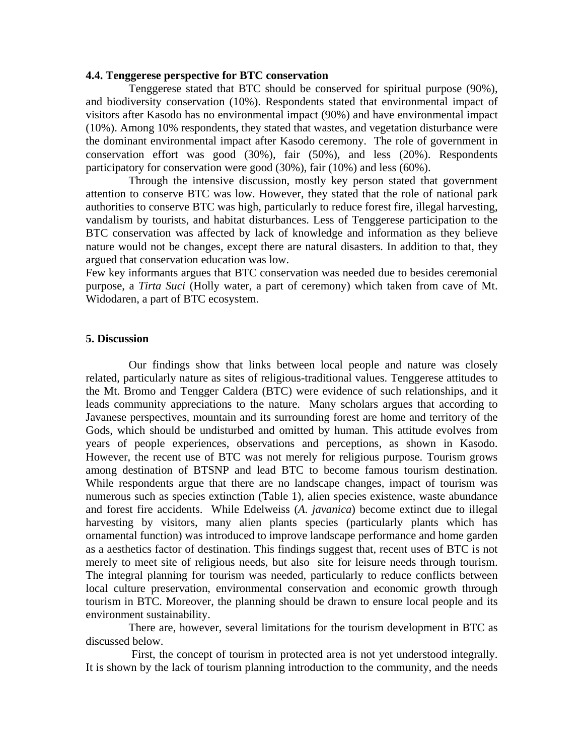### 4.4. Tenggerese perspective for BTC conservation

Tenggerese stated that BTC should be conserved for spiritual purpose (90%), and biodiversity conservation (10%). Respondents stated that environmental impact of visitors after Kasodo has no environmental impact (90%) and have environmental impact (10%). Among 10% respondents, they stated that wastes, and vegetation disturbance were the dominant environmental impact after Kasodo ceremony. The role of government in conservation effort was good (30%), fair (50%), and less (20%). Respondents participatory for conservation were good (30%), fair (10%) and less (60%).

Through the intensive discussion, mostly key person stated that government attention to conserve BTC was low. However, they stated that the role of national park authorities to conserve BTC was high, particularly to reduce forest fire, illegal harvesting, vandalism by tourists, and habitat disturbances. Less of Tenggerese participation to the BTC conservation was affected by lack of knowledge and information as they believe nature would not be changes, except there are natural disasters. In addition to that, they argued that conservation education was low.

Few key informants argues that BTC conservation was needed due to besides ceremonial purpose, a *Tirta Suci* (Holly water, a part of ceremony) which taken from cave of Mt. Widodaren, a part of BTC ecosystem.

## 5. Discussion

Our findings show that links between local people and nature was closely related, particularly nature as sites of religious-traditional values. Tenggerese attitudes to the Mt. Bromo and Tengger Caldera (BTC) were evidence of such relationships, and it leads community appreciations to the nature. Many scholars argues that according to Javanese perspectives, mountain and its surrounding forest are home and territory of the Gods, which should be undisturbed and omitted by human. This attitude evolves from years of people experiences, observations and perceptions, as shown in Kasodo. However, the recent use of BTC was not merely for religious purpose. Tourism grows among destination of BTSNP and lead BTC to become famous tourism destination. While respondents argue that there are no landscape changes, impact of tourism was numerous such as species extinction (Table 1), alien species existence, waste abundance and forest fire accidents. While Edelweiss (*A. javanica*) become extinct due to illegal harvesting by visitors, many alien plants species (particularly plants which has ornamental function) was introduced to improve landscape performance and home garden as a aesthetics factor of destination. This findings suggest that, recent uses of BTC is not merely to meet site of religious needs, but also site for leisure needs through tourism. The integral planning for tourism was needed, particularly to reduce conflicts between local culture preservation, environmental conservation and economic growth through tourism in BTC. Moreover, the planning should be drawn to ensure local people and its environment sustainability.

There are, however, several limitations for the tourism development in BTC as discussed below.

First, the concept of tourism in protected area is not yet understood integrally. It is shown by the lack of tourism planning introduction to the community, and the needs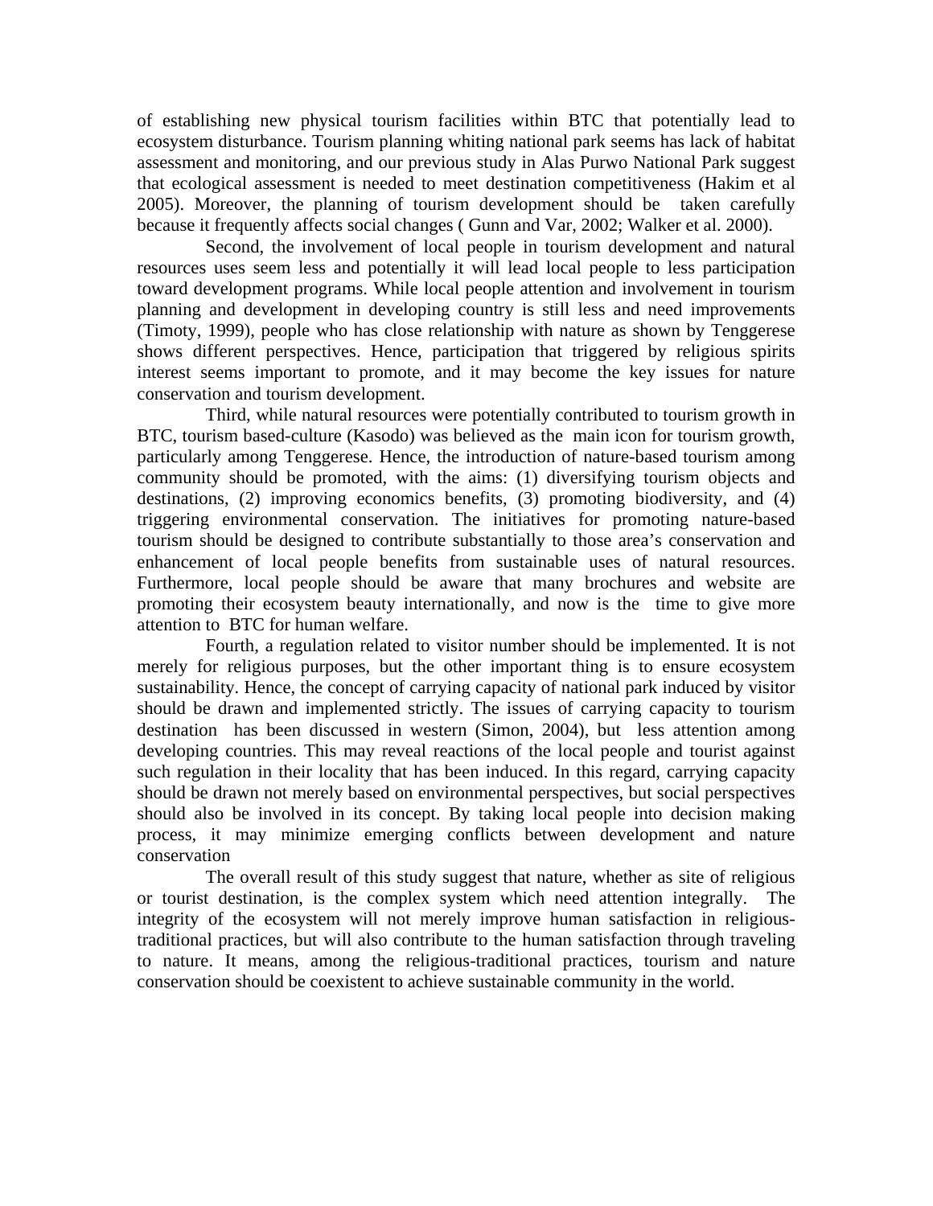of establishing new physical tourism facilities within BTC that potentially lead to ecosystem disturbance. Tourism planning whiting national park seems has lack of habitat assessment and monitoring, and our previous study in Alas Purwo National Park suggest that ecological assessment is needed to meet destination competitiveness (Hakim et al 2005). Moreover, the planning of tourism development should be taken carefully because it frequently affects social changes ( Gunn and Var, 2002; Walker et al. 2000).

Second, the involvement of local people in tourism development and natural resources uses seem less and potentially it will lead local people to less participation toward development programs. While local people attention and involvement in tourism planning and development in developing country is still less and need improvements (Timoty, 1999), people who has close relationship with nature as shown by Tenggerese shows different perspectives. Hence, participation that triggered by religious spirits interest seems important to promote, and it may become the key issues for nature conservation and tourism development.

Third, while natural resources were potentially contributed to tourism growth in BTC, tourism based-culture (Kasodo) was believed as the main icon for tourism growth, particularly among Tenggerese. Hence, the introduction of nature-based tourism among community should be promoted, with the aims: (1) diversifying tourism objects and destinations, (2) improving economics benefits, (3) promoting biodiversity, and (4) triggering environmental conservation. The initiatives for promoting nature-based tourism should be designed to contribute substantially to those area's conservation and enhancement of local people benefits from sustainable uses of natural resources. Furthermore, local people should be aware that many brochures and website are promoting their ecosystem beauty internationally, and now is the time to give more attention to BTC for human welfare.

Fourth, a regulation related to visitor number should be implemented. It is not merely for religious purposes, but the other important thing is to ensure ecosystem sustainability. Hence, the concept of carrying capacity of national park induced by visitor should be drawn and implemented strictly. The issues of carrying capacity to tourism destination has been discussed in western (Simon, 2004), but less attention among developing countries. This may reveal reactions of the local people and tourist against such regulation in their locality that has been induced. In this regard, carrying capacity should be drawn not merely based on environmental perspectives, but social perspectives should also be involved in its concept. By taking local people into decision making process, it may minimize emerging conflicts between development and nature conservation

The overall result of this study suggest that nature, whether as site of religious or tourist destination, is the complex system which need attention integrally. The integrity of the ecosystem will not merely improve human satisfaction in religious-traditional practices, but will also contribute to the human satisfaction through traveling to nature. It means, among the religious-traditional practices, tourism and nature conservation should be coexistent to achieve sustainable community in the world.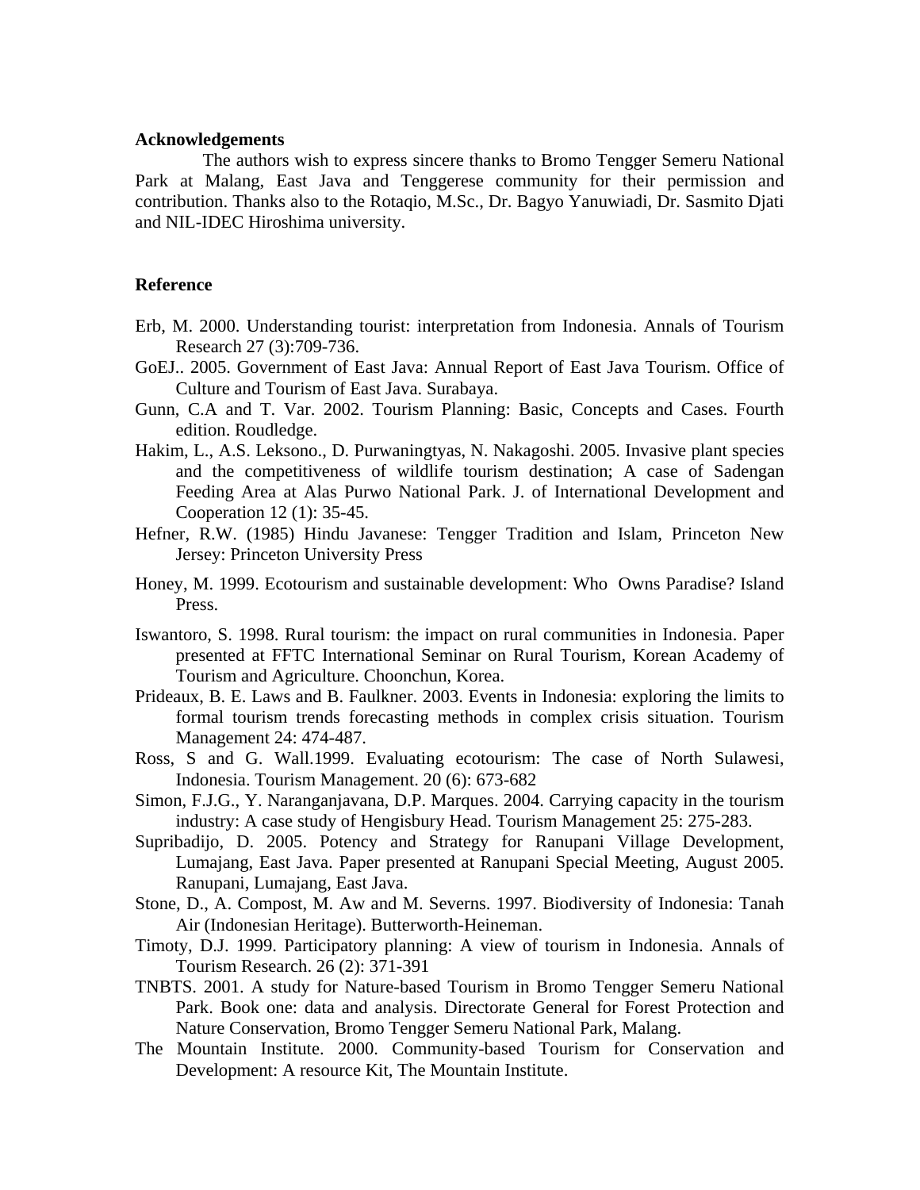**Acknowledgements**

The authors wish to express sincere thanks to Bromo Tengger Semeru National Park at Malang, East Java and Tenggerese community for their permission and contribution. Thanks also to the Rotaqio, M.Sc., Dr. Bagyo Yanuwiadi, Dr. Sasmito Djati and NIL-IDEC Hiroshima university.

**Reference**

Erb, M. 2000. Understanding tourist: interpretation from Indonesia. Annals of Tourism Research 27 (3):709-736.

GoEJ.. 2005. Government of East Java: Annual Report of East Java Tourism. Office of Culture and Tourism of East Java. Surabaya.

Gunn, C.A and T. Var. 2002. Tourism Planning: Basic, Concepts and Cases. Fourth edition. Roudledge.

Hakim, L., A.S. Leksono., D. Purwaningtyas, N. Nakagoshi. 2005. Invasive plant species and the competitiveness of wildlife tourism destination; A case of Sadengan Feeding Area at Alas Purwo National Park. J. of International Development and Cooperation 12 (1): 35-45.

Hefner, R.W. (1985) Hindu Javanese: Tengger Tradition and Islam, Princeton New Jersey: Princeton University Press

Honey, M. 1999. Ecotourism and sustainable development: Who Owns Paradise? Island Press.

Iswantoro, S. 1998. Rural tourism: the impact on rural communities in Indonesia. Paper presented at FFTC International Seminar on Rural Tourism, Korean Academy of Tourism and Agriculture. Choonchun, Korea.

Prideaux, B. E. Laws and B. Faulkner. 2003. Events in Indonesia: exploring the limits to formal tourism trends forecasting methods in complex crisis situation. Tourism Management 24: 474-487.

Ross, S and G. Wall.1999. Evaluating ecotourism: The case of North Sulawesi, Indonesia. Tourism Management. 20 (6): 673-682

Simon, F.J.G., Y. Naranganjavana, D.P. Marques. 2004. Carrying capacity in the tourism industry: A case study of Hengisbury Head. Tourism Management 25: 275-283.

Supribadijo, D. 2005. Potency and Strategy for Ranupani Village Development, Lumajang, East Java. Paper presented at Ranupani Special Meeting, August 2005. Ranupani, Lumajang, East Java.

Stone, D., A. Compost, M. Aw and M. Severns. 1997. Biodiversity of Indonesia: Tanah Air (Indonesian Heritage). Butterworth-Heineman.

Timoty, D.J. 1999. Participatory planning: A view of tourism in Indonesia. Annals of Tourism Research. 26 (2): 371-391

TNBTS. 2001. A study for Nature-based Tourism in Bromo Tengger Semeru National Park. Book one: data and analysis. Directorate General for Forest Protection and Nature Conservation, Bromo Tengger Semeru National Park, Malang.

The Mountain Institute. 2000. Community-based Tourism for Conservation and Development: A resource Kit, The Mountain Institute.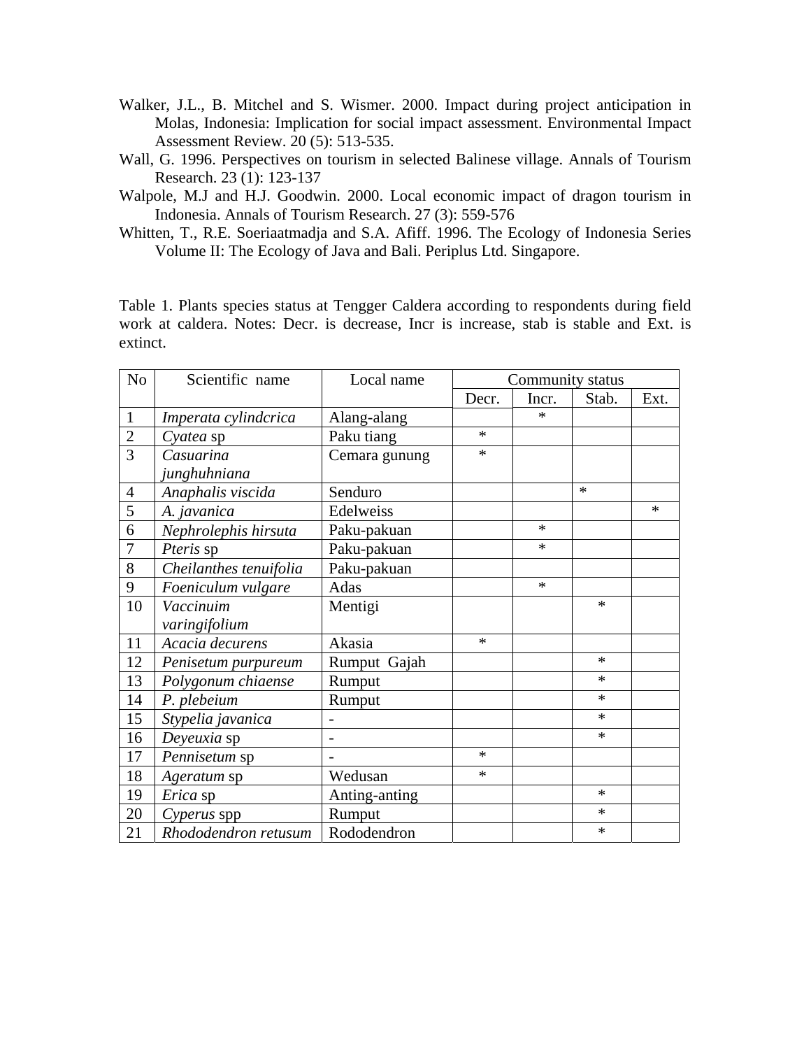Walker, J.L., B. Mitchel and S. Wismer. 2000. Impact during project anticipation in Molas, Indonesia: Implication for social impact assessment. Environmental Impact Assessment Review. 20 (5): 513-535.

Wall, G. 1996. Perspectives on tourism in selected Balinese village. Annals of Tourism Research. 23 (1): 123-137

Walpole, M.J and H.J. Goodwin. 2000. Local economic impact of dragon tourism in Indonesia. Annals of Tourism Research. 27 (3): 559-576

Whitten, T., R.E. Soeriaatmadja and S.A. Afiff. 1996. The Ecology of Indonesia Series Volume II: The Ecology of Java and Bali. Periplus Ltd. Singapore.

Table 1. Plants species status at Tengger Caldera according to respondents during field work at caldera. Notes: Decr. is decrease, Incr is increase, stab is stable and Ext. is extinct.

| No | Scientific name | Local name | Community status | | | |
|---|---|---|---|---|---|---|
| | | | Decr. | Incr. | Stab. | Ext. |
| 1 | *Imperata cylindcrica* | Alang-alang | | * | | |
| 2 | *Cyatea* sp | Paku tiang | * | | | |
| 3 | *Casuarina junghuhniana* | Cemara gunung | * | | | |
| 4 | *Anaphalis viscida* | Senduro | | | * | |
| 5 | *A. javanica* | Edelweiss | | | | * |
| 6 | *Nephrolephis hirsuta* | Paku-pakuan | | * | | |
| 7 | *Pteris* sp | Paku-pakuan | | * | | |
| 8 | *Cheilanthes tenuifolia* | Paku-pakuan | | | | |
| 9 | *Foeniculum vulgare* | Adas | | * | | |
| 10 | *Vaccinuim varingifolium* | Mentigi | | | * | |
| 11 | *Acacia decurens* | Akasia | * | | | |
| 12 | *Penisetum purpureum* | Rumput Gajah | | | * | |
| 13 | *Polygonum chiaense* | Rumput | | | * | |
| 14 | *P. plebeium* | Rumput | | | * | |
| 15 | *Stypelia javanica* | - | | | * | |
| 16 | *Deyeuxia* sp | - | | | * | |
| 17 | *Pennisetum* sp | - | * | | | |
| 18 | *Ageratum* sp | Wedusan | * | | | |
| 19 | *Erica* sp | Anting-anting | | | * | |
| 20 | *Cyperus* spp | Rumput | | | * | |
| 21 | *Rhododendron retusum* | Rododendron | | | * | |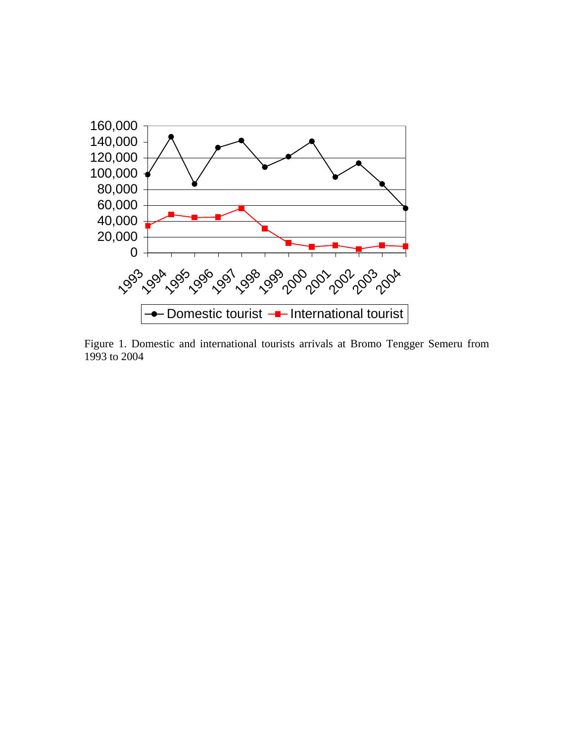160,000
140,000
120,000
100,000
80,000
60,000
40,000
20,000
0

1993 1994 1995 1996 1997 1998 1999 2000 2001 2002 2003 2004

Domestic tourist
International tourist

Figure 1. Domestic and international tourists arrivals at Bromo Tengger Semeru from 1993 to 2004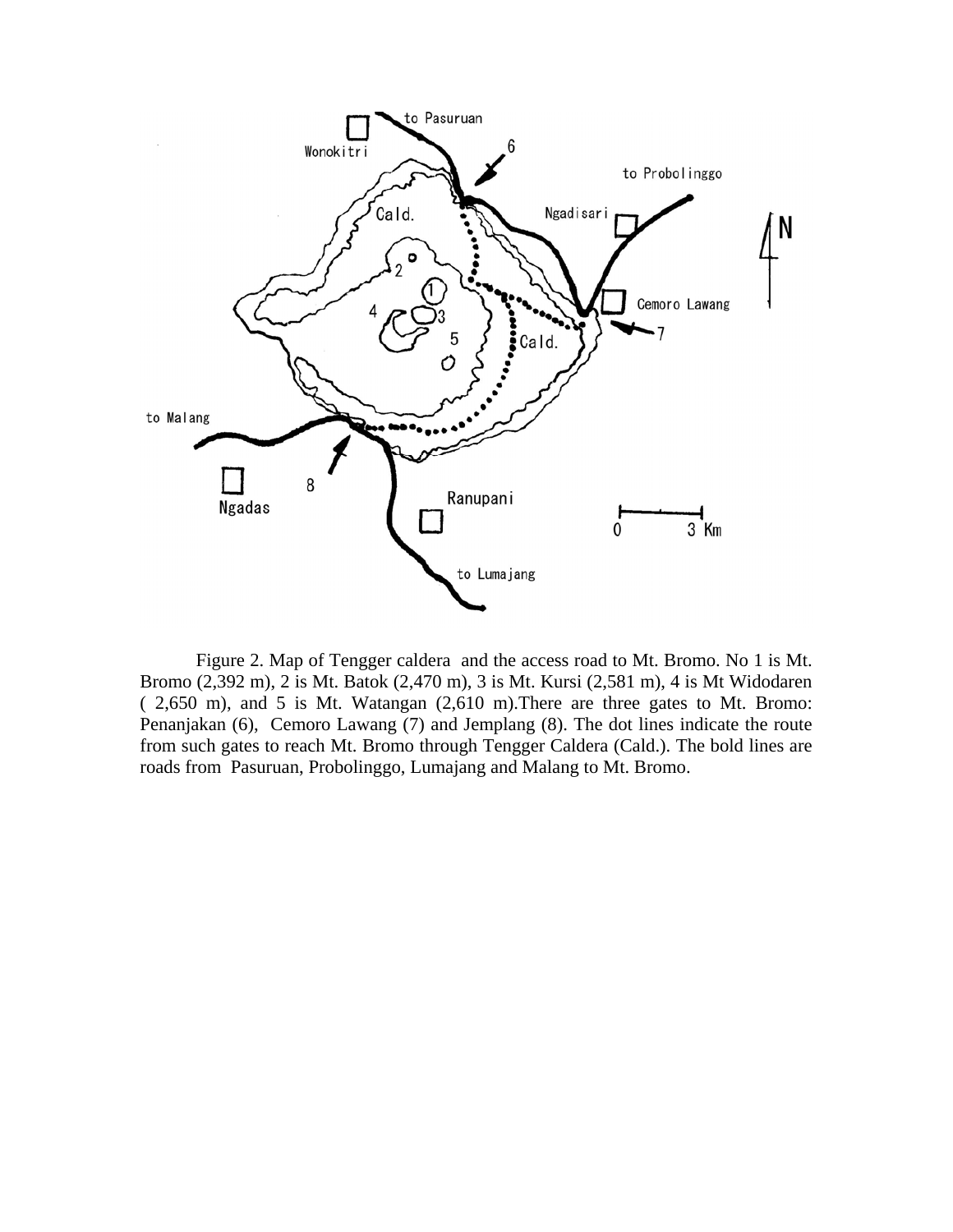to Pasuruan

Wonokitri

6

to Probolinggo

Cald.

Ngadisari

N

2

1

Cemoro Lawang

4

3

7

5

Cald.

to Malang

8

Ngadas

Ranupani

0 3 Km

to Lumajang

Figure 2. Map of Tengger caldera and the access road to Mt. Bromo. No 1 is Mt. Bromo (2,392 m), 2 is Mt. Batok (2,470 m), 3 is Mt. Kursi (2,581 m), 4 is Mt Widodaren ( 2,650 m), and 5 is Mt. Watangan (2,610 m).There are three gates to Mt. Bromo: Penanjakan (6), Cemoro Lawang (7) and Jemplang (8). The dot lines indicate the route from such gates to reach Mt. Bromo through Tengger Caldera (Cald.). The bold lines are roads from Pasuruan, Probolinggo, Lumajang and Malang to Mt. Bromo.